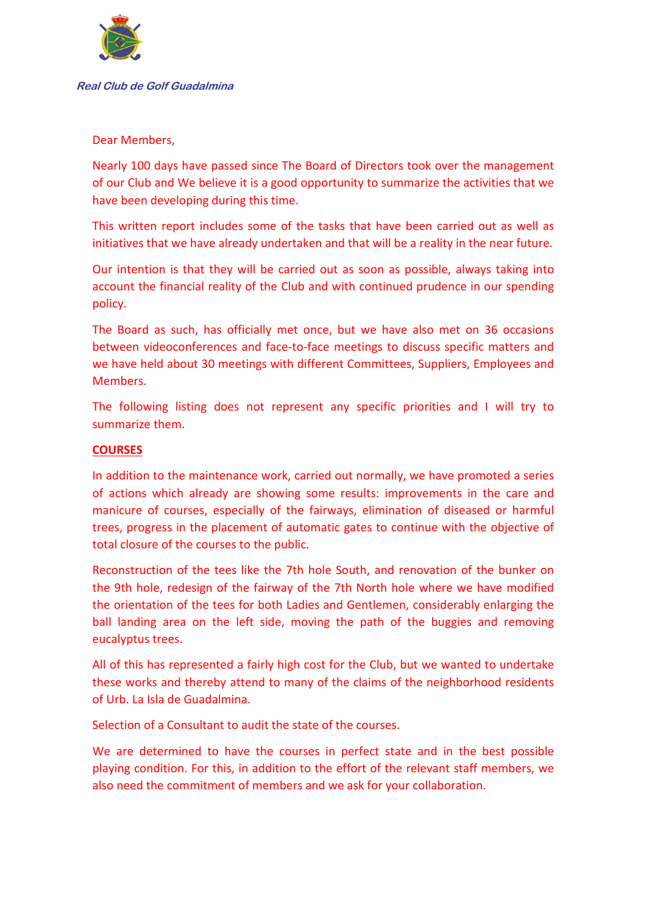**Real Club de Golf Guadalmina**

Dear Members,

Nearly 100 days have passed since The Board of Directors took over the management of our Club and We believe it is a good opportunity to summarize the activities that we have been developing during this time.

This written report includes some of the tasks that have been carried out as well as initiatives that we have already undertaken and that will be a reality in the near future.

Our intention is that they will be carried out as soon as possible, always taking into account the financial reality of the Club and with continued prudence in our spending policy.

The Board as such, has officially met once, but we have also met on 36 occasions between videoconferences and face-to-face meetings to discuss specific matters and we have held about 30 meetings with different Committees, Suppliers, Employees and Members.

The following listing does not represent any specific priorities and I will try to summarize them.

## COURSES

In addition to the maintenance work, carried out normally, we have promoted a series of actions which already are showing some results: improvements in the care and manicure of courses, especially of the fairways, elimination of diseased or harmful trees, progress in the placement of automatic gates to continue with the objective of total closure of the courses to the public.

Reconstruction of the tees like the 7th hole South, and renovation of the bunker on the 9th hole, redesign of the fairway of the 7th North hole where we have modified the orientation of the tees for both Ladies and Gentlemen, considerably enlarging the ball landing area on the left side, moving the path of the buggies and removing eucalyptus trees.

All of this has represented a fairly high cost for the Club, but we wanted to undertake these works and thereby attend to many of the claims of the neighborhood residents of Urb. La Isla de Guadalmina.

Selection of a Consultant to audit the state of the courses.

We are determined to have the courses in perfect state and in the best possible playing condition. For this, in addition to the effort of the relevant staff members, we also need the commitment of members and we ask for your collaboration.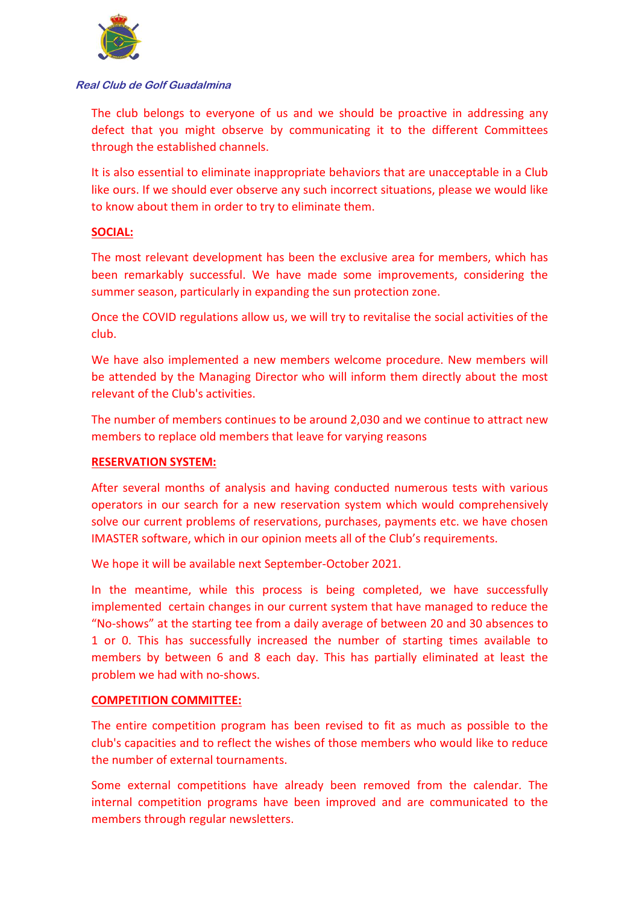The club belongs to everyone of us and we should be proactive in addressing any defect that you might observe by communicating it to the different Committees through the established channels.

It is also essential to eliminate inappropriate behaviors that are unacceptable in a Club like ours. If we should ever observe any such incorrect situations, please we would like to know about them in order to try to eliminate them.

**SOCIAL:**

The most relevant development has been the exclusive area for members, which has been remarkably successful. We have made some improvements, considering the summer season, particularly in expanding the sun protection zone.

Once the COVID regulations allow us, we will try to revitalise the social activities of the club.

We have also implemented a new members welcome procedure. New members will be attended by the Managing Director who will inform them directly about the most relevant of the Club's activities.

The number of members continues to be around 2,030 and we continue to attract new members to replace old members that leave for varying reasons

**RESERVATION SYSTEM:**

After several months of analysis and having conducted numerous tests with various operators in our search for a new reservation system which would comprehensively solve our current problems of reservations, purchases, payments etc. we have chosen IMASTER software, which in our opinion meets all of the Club's requirements.

We hope it will be available next September-October 2021.

In the meantime, while this process is being completed, we have successfully implemented certain changes in our current system that have managed to reduce the "No-shows" at the starting tee from a daily average of between 20 and 30 absences to 1 or 0. This has successfully increased the number of starting times available to members by between 6 and 8 each day. This has partially eliminated at least the problem we had with no-shows.

**COMPETITION COMMITTEE:**

The entire competition program has been revised to fit as much as possible to the club's capacities and to reflect the wishes of those members who would like to reduce the number of external tournaments.

Some external competitions have already been removed from the calendar. The internal competition programs have been improved and are communicated to the members through regular newsletters.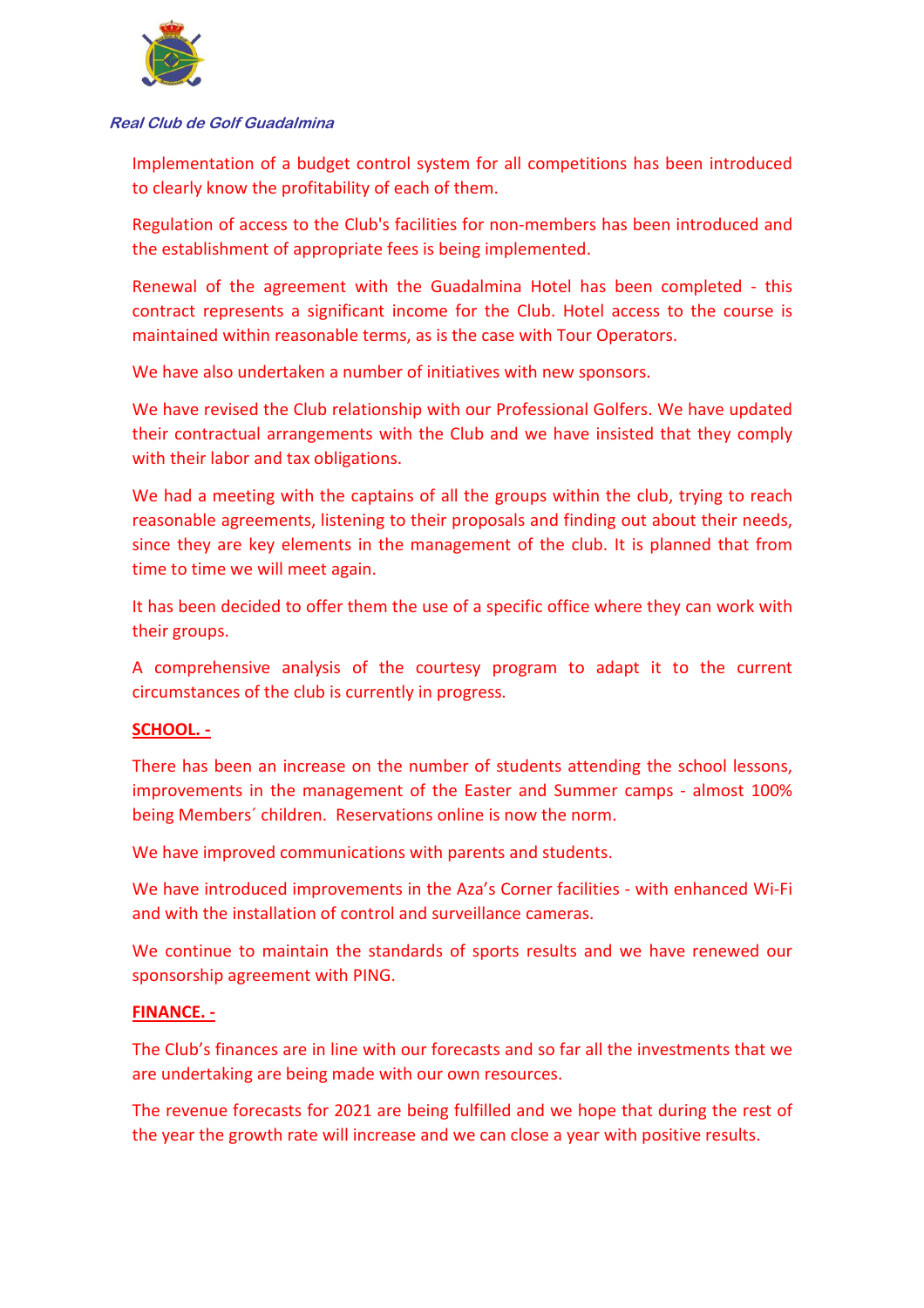*Real Club de Golf Guadalmina*

Implementation of a budget control system for all competitions has been introduced to clearly know the profitability of each of them.

Regulation of access to the Club's facilities for non-members has been introduced and the establishment of appropriate fees is being implemented.

Renewal of the agreement with the Guadalmina Hotel has been completed - this contract represents a significant income for the Club. Hotel access to the course is maintained within reasonable terms, as is the case with Tour Operators.

We have also undertaken a number of initiatives with new sponsors.

We have revised the Club relationship with our Professional Golfers. We have updated their contractual arrangements with the Club and we have insisted that they comply with their labor and tax obligations.

We had a meeting with the captains of all the groups within the club, trying to reach reasonable agreements, listening to their proposals and finding out about their needs, since they are key elements in the management of the club. It is planned that from time to time we will meet again.

It has been decided to offer them the use of a specific office where they can work with their groups.

A comprehensive analysis of the courtesy program to adapt it to the current circumstances of the club is currently in progress.

**SCHOOL. -**

There has been an increase on the number of students attending the school lessons, improvements in the management of the Easter and Summer camps - almost 100% being Members´ children. Reservations online is now the norm.

We have improved communications with parents and students.

We have introduced improvements in the Aza's Corner facilities - with enhanced Wi-Fi and with the installation of control and surveillance cameras.

We continue to maintain the standards of sports results and we have renewed our sponsorship agreement with PING.

**FINANCE. -**

The Club's finances are in line with our forecasts and so far all the investments that we are undertaking are being made with our own resources.

The revenue forecasts for 2021 are being fulfilled and we hope that during the rest of the year the growth rate will increase and we can close a year with positive results.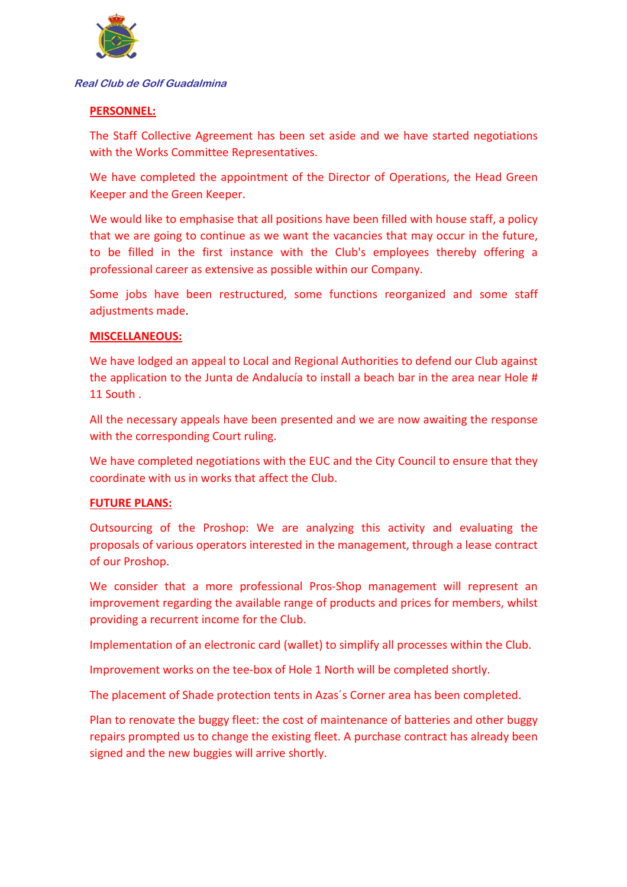*Real Club de Golf Guadalmina*

**PERSONNEL:**

The Staff Collective Agreement has been set aside and we have started negotiations with the Works Committee Representatives.

We have completed the appointment of the Director of Operations, the Head Green Keeper and the Green Keeper.

We would like to emphasise that all positions have been filled with house staff, a policy that we are going to continue as we want the vacancies that may occur in the future, to be filled in the first instance with the Club's employees thereby offering a professional career as extensive as possible within our Company.

Some jobs have been restructured, some functions reorganized and some staff adjustments made.

**MISCELLANEOUS:**

We have lodged an appeal to Local and Regional Authorities to defend our Club against the application to the Junta de Andalucía to install a beach bar in the area near Hole # 11 South .

All the necessary appeals have been presented and we are now awaiting the response with the corresponding Court ruling.

We have completed negotiations with the EUC and the City Council to ensure that they coordinate with us in works that affect the Club.

**FUTURE PLANS:**

Outsourcing of the Proshop: We are analyzing this activity and evaluating the proposals of various operators interested in the management, through a lease contract of our Proshop.

We consider that a more professional Pros-Shop management will represent an improvement regarding the available range of products and prices for members, whilst providing a recurrent income for the Club.

Implementation of an electronic card (wallet) to simplify all processes within the Club.

Improvement works on the tee-box of Hole 1 North will be completed shortly.

The placement of Shade protection tents in Azas´s Corner area has been completed.

Plan to renovate the buggy fleet: the cost of maintenance of batteries and other buggy repairs prompted us to change the existing fleet. A purchase contract has already been signed and the new buggies will arrive shortly.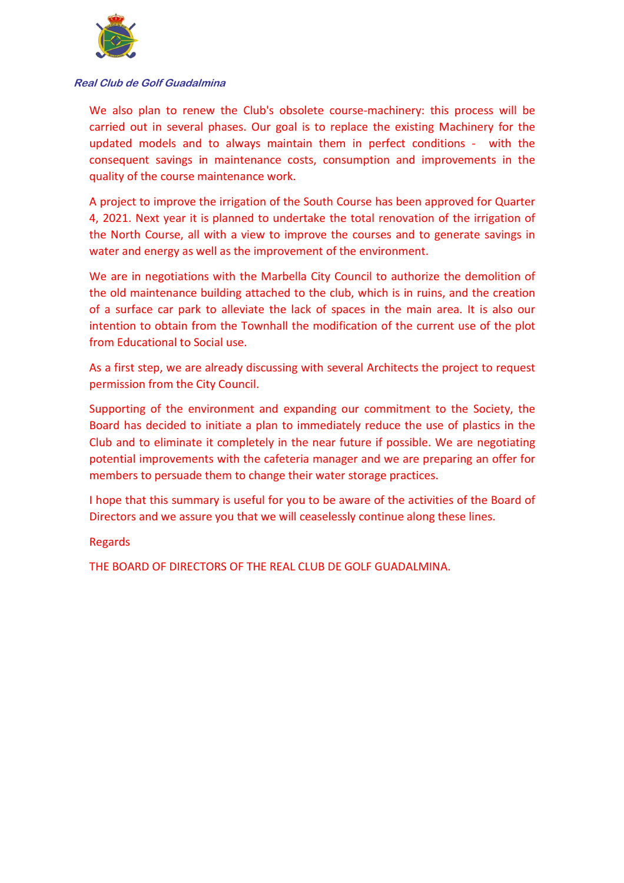*Real Club de Golf Guadalmina*

We also plan to renew the Club's obsolete course-machinery: this process will be carried out in several phases. Our goal is to replace the existing Machinery for the updated models and to always maintain them in perfect conditions - with the consequent savings in maintenance costs, consumption and improvements in the quality of the course maintenance work.

A project to improve the irrigation of the South Course has been approved for Quarter 4, 2021. Next year it is planned to undertake the total renovation of the irrigation of the North Course, all with a view to improve the courses and to generate savings in water and energy as well as the improvement of the environment.

We are in negotiations with the Marbella City Council to authorize the demolition of the old maintenance building attached to the club, which is in ruins, and the creation of a surface car park to alleviate the lack of spaces in the main area. It is also our intention to obtain from the Townhall the modification of the current use of the plot from Educational to Social use.

As a first step, we are already discussing with several Architects the project to request permission from the City Council.

Supporting of the environment and expanding our commitment to the Society, the Board has decided to initiate a plan to immediately reduce the use of plastics in the Club and to eliminate it completely in the near future if possible. We are negotiating potential improvements with the cafeteria manager and we are preparing an offer for members to persuade them to change their water storage practices.

I hope that this summary is useful for you to be aware of the activities of the Board of Directors and we assure you that we will ceaselessly continue along these lines.

Regards

THE BOARD OF DIRECTORS OF THE REAL CLUB DE GOLF GUADALMINA.